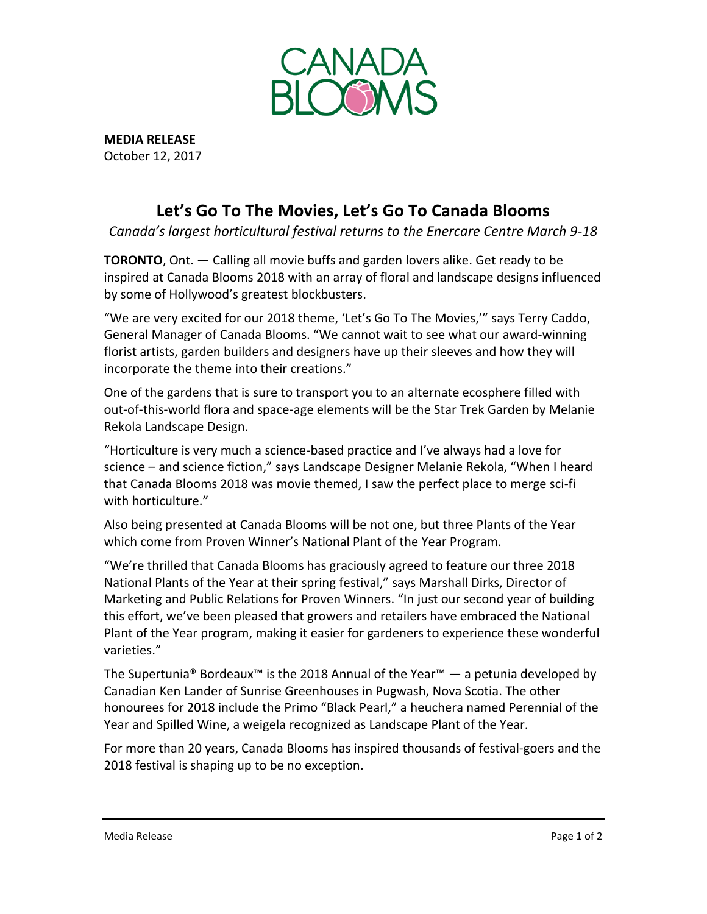**MEDIA RELEASE**
October 12, 2017

# Let's Go To The Movies, Let's Go To Canada Blooms

*Canada's largest horticultural festival returns to the Enercare Centre March 9-18*

**TORONTO**, Ont. — Calling all movie buffs and garden lovers alike. Get ready to be inspired at Canada Blooms 2018 with an array of floral and landscape designs influenced by some of Hollywood's greatest blockbusters.

"We are very excited for our 2018 theme, 'Let's Go To The Movies,'" says Terry Caddo, General Manager of Canada Blooms. "We cannot wait to see what our award-winning florist artists, garden builders and designers have up their sleeves and how they will incorporate the theme into their creations."

One of the gardens that is sure to transport you to an alternate ecosphere filled with out-of-this-world flora and space-age elements will be the Star Trek Garden by Melanie Rekola Landscape Design.

"Horticulture is very much a science-based practice and I've always had a love for science – and science fiction," says Landscape Designer Melanie Rekola, "When I heard that Canada Blooms 2018 was movie themed, I saw the perfect place to merge sci-fi with horticulture."

Also being presented at Canada Blooms will be not one, but three Plants of the Year which come from Proven Winner's National Plant of the Year Program.

"We're thrilled that Canada Blooms has graciously agreed to feature our three 2018 National Plants of the Year at their spring festival," says Marshall Dirks, Director of Marketing and Public Relations for Proven Winners. "In just our second year of building this effort, we've been pleased that growers and retailers have embraced the National Plant of the Year program, making it easier for gardeners to experience these wonderful varieties."

The Supertunia® Bordeaux™ is the 2018 Annual of the Year™ — a petunia developed by Canadian Ken Lander of Sunrise Greenhouses in Pugwash, Nova Scotia. The other honourees for 2018 include the Primo "Black Pearl," a heuchera named Perennial of the Year and Spilled Wine, a weigela recognized as Landscape Plant of the Year.

For more than 20 years, Canada Blooms has inspired thousands of festival-goers and the 2018 festival is shaping up to be no exception.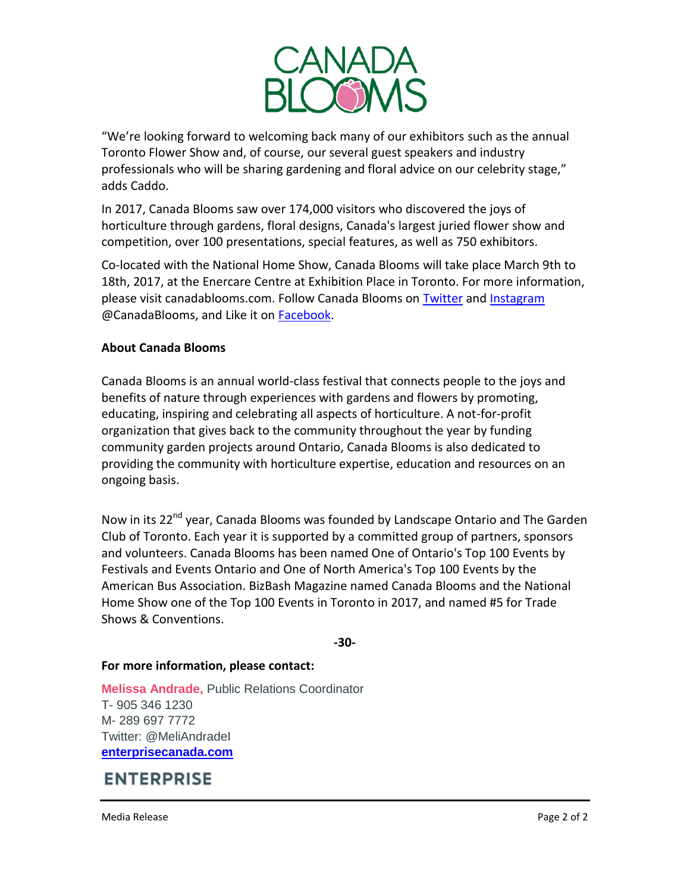"We're looking forward to welcoming back many of our exhibitors such as the annual Toronto Flower Show and, of course, our several guest speakers and industry professionals who will be sharing gardening and floral advice on our celebrity stage," adds Caddo.

In 2017, Canada Blooms saw over 174,000 visitors who discovered the joys of horticulture through gardens, floral designs, Canada's largest juried flower show and competition, over 100 presentations, special features, as well as 750 exhibitors.

Co-located with the National Home Show, Canada Blooms will take place March 9th to 18th, 2017, at the Enercare Centre at Exhibition Place in Toronto. For more information, please visit canadablooms.com. Follow Canada Blooms on Twitter and Instagram @CanadaBlooms, and Like it on Facebook.

**About Canada Blooms**

Canada Blooms is an annual world-class festival that connects people to the joys and benefits of nature through experiences with gardens and flowers by promoting, educating, inspiring and celebrating all aspects of horticulture. A not-for-profit organization that gives back to the community throughout the year by funding community garden projects around Ontario, Canada Blooms is also dedicated to providing the community with horticulture expertise, education and resources on an ongoing basis.

Now in its 22nd year, Canada Blooms was founded by Landscape Ontario and The Garden Club of Toronto. Each year it is supported by a committed group of partners, sponsors and volunteers. Canada Blooms has been named One of Ontario's Top 100 Events by Festivals and Events Ontario and One of North America's Top 100 Events by the American Bus Association. BizBash Magazine named Canada Blooms and the National Home Show one of the Top 100 Events in Toronto in 2017, and named #5 for Trade Shows & Conventions.

**-30-**

**For more information, please contact:**

**Melissa Andrade,** Public Relations Coordinator
T- 905 346 1230
M- 289 697 7772
Twitter: @MeliAndradeI
**enterprisecanada.com**

**ENTERPRISE**

Media Release